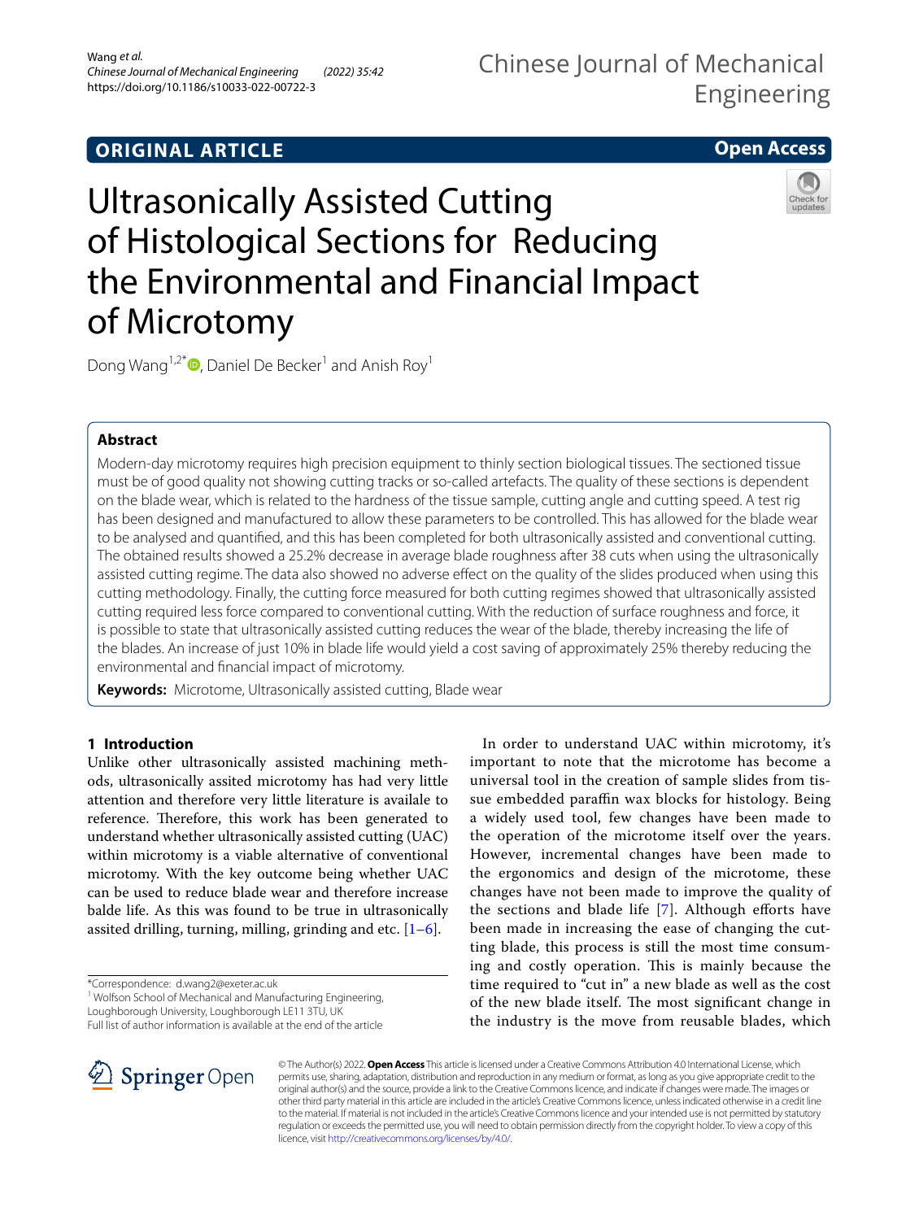ORIGINAL ARTICLE

Open Access

# Ultrasonically Assisted Cutting of Histological Sections for Reducing the Environmental and Financial Impact of Microtomy

Dong Wang[1,2*], Daniel De Becker[1] and Anish Roy[1]

## Abstract

Modern-day microtomy requires high precision equipment to thinly section biological tissues. The sectioned tissue must be of good quality not showing cutting tracks or so-called artefacts. The quality of these sections is dependent on the blade wear, which is related to the hardness of the tissue sample, cutting angle and cutting speed. A test rig has been designed and manufactured to allow these parameters to be controlled. This has allowed for the blade wear to be analysed and quantified, and this has been completed for both ultrasonically assisted and conventional cutting. The obtained results showed a 25.2% decrease in average blade roughness after 38 cuts when using the ultrasonically assisted cutting regime. The data also showed no adverse effect on the quality of the slides produced when using this cutting methodology. Finally, the cutting force measured for both cutting regimes showed that ultrasonically assisted cutting required less force compared to conventional cutting. With the reduction of surface roughness and force, it is possible to state that ultrasonically assisted cutting reduces the wear of the blade, thereby increasing the life of the blades. An increase of just 10% in blade life would yield a cost saving of approximately 25% thereby reducing the environmental and financial impact of microtomy.

**Keywords:** Microtome, Ultrasonically assisted cutting, Blade wear

## 1 Introduction

Unlike other ultrasonically assisted machining methods, ultrasonically assited microtomy has had very little attention and therefore very little literature is availale to reference. Therefore, this work has been generated to understand whether ultrasonically assisted cutting (UAC) within microtomy is a viable alternative of conventional microtomy. With the key outcome being whether UAC can be used to reduce blade wear and therefore increase balde life. As this was found to be true in ultrasonically assited drilling, turning, milling, grinding and etc. [1–6].

In order to understand UAC within microtomy, it's important to note that the microtome has become a universal tool in the creation of sample slides from tissue embedded paraffin wax blocks for histology. Being a widely used tool, few changes have been made to the operation of the microtome itself over the years. However, incremental changes have been made to the ergonomics and design of the microtome, these changes have not been made to improve the quality of the sections and blade life [7]. Although efforts have been made in increasing the ease of changing the cutting blade, this process is still the most time consuming and costly operation. This is mainly because the time required to "cut in" a new blade as well as the cost of the new blade itself. The most significant change in the industry is the move from reusable blades, which

*Correspondence: d.wang2@exeter.ac.uk
[1] Wolfson School of Mechanical and Manufacturing Engineering, Loughborough University, Loughborough LE11 3TU, UK
Full list of author information is available at the end of the article

© The Author(s) 2022. **Open Access** This article is licensed under a Creative Commons Attribution 4.0 International License, which permits use, sharing, adaptation, distribution and reproduction in any medium or format, as long as you give appropriate credit to the original author(s) and the source, provide a link to the Creative Commons licence, and indicate if changes were made. The images or other third party material in this article are included in the article's Creative Commons licence, unless indicated otherwise in a credit line to the material. If material is not included in the article's Creative Commons licence and your intended use is not permitted by statutory regulation or exceeds the permitted use, you will need to obtain permission directly from the copyright holder. To view a copy of this licence, visit http://creativecommons.org/licenses/by/4.0/.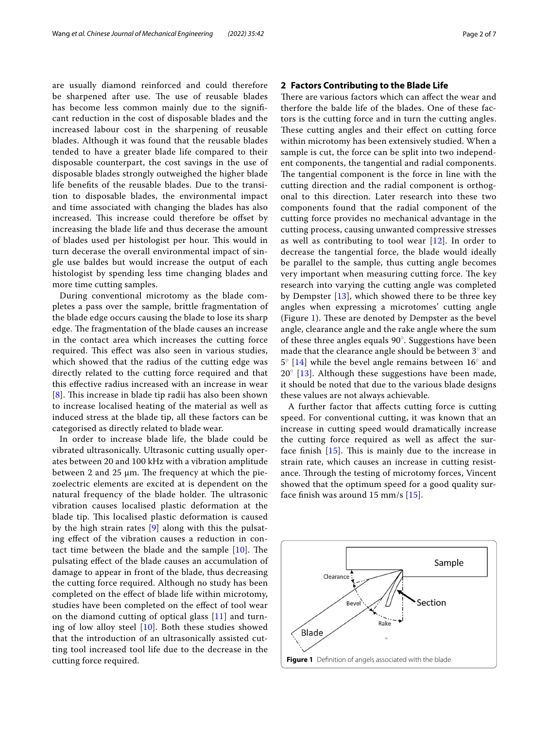are usually diamond reinforced and could therefore be sharpened after use. The use of reusable blades has become less common mainly due to the significant reduction in the cost of disposable blades and the increased labour cost in the sharpening of reusable blades. Although it was found that the reusable blades tended to have a greater blade life compared to their disposable counterpart, the cost savings in the use of disposable blades strongly outweighed the higher blade life benefits of the reusable blades. Due to the transition to disposable blades, the environmental impact and time associated with changing the blades has also increased. This increase could therefore be offset by increasing the blade life and thus decerase the amount of blades used per histologist per hour. This would in turn decerase the overall environmental impact of single use baldes but would increase the output of each histologist by spending less time changing blades and more time cutting samples.

During conventional microtomy as the blade completes a pass over the sample, brittle fragmentation of the blade edge occurs causing the blade to lose its sharp edge. The fragmentation of the blade causes an increase in the contact area which increases the cutting force required. This effect was also seen in various studies, which showed that the radius of the cutting edge was directly related to the cutting force required and that this effective radius increased with an increase in wear [8]. This increase in blade tip radii has also been shown to increase localised heating of the material as well as induced stress at the blade tip, all these factors can be categorised as directly related to blade wear.

In order to increase blade life, the blade could be vibrated ultrasonically. Ultrasonic cutting usually operates between 20 and 100 kHz with a vibration amplitude between 2 and 25 μm. The frequency at which the piezoelectric elements are excited at is dependent on the natural frequency of the blade holder. The ultrasonic vibration causes localised plastic deformation at the blade tip. This localised plastic deformation is caused by the high strain rates [9] along with this the pulsating effect of the vibration causes a reduction in contact time between the blade and the sample [10]. The pulsating effect of the blade causes an accumulation of damage to appear in front of the blade, thus decreasing the cutting force required. Although no study has been completed on the effect of blade life within microtomy, studies have been completed on the effect of tool wear on the diamond cutting of optical glass [11] and turning of low alloy steel [10]. Both these studies showed that the introduction of an ultrasonically assisted cutting tool increased tool life due to the decrease in the cutting force required.

## 2 Factors Contributing to the Blade Life

There are various factors which can affect the wear and therfore the balde life of the blades. One of these factors is the cutting force and in turn the cutting angles. These cutting angles and their effect on cutting force within microtomy has been extensively studied. When a sample is cut, the force can be split into two independent components, the tangential and radial components. The tangential component is the force in line with the cutting direction and the radial component is orthogonal to this direction. Later research into these two components found that the radial component of the cutting force provides no mechanical advantage in the cutting process, causing unwanted compressive stresses as well as contributing to tool wear [12]. In order to decrease the tangential force, the blade would ideally be parallel to the sample, thus cutting angle becomes very important when measuring cutting force. The key research into varying the cutting angle was completed by Dempster [13], which showed there to be three key angles when expressing a microtomes' cutting angle (Figure 1). These are denoted by Dempster as the bevel angle, clearance angle and the rake angle where the sum of these three angles equals 90°. Suggestions have been made that the clearance angle should be between 3° and 5° [14] while the bevel angle remains between 16° and 20° [13]. Although these suggestions have been made, it should be noted that due to the various blade designs these values are not always achievable.

A further factor that affects cutting force is cutting speed. For conventional cutting, it was known that an increase in cutting speed would dramatically increase the cutting force required as well as affect the surface finish [15]. This is mainly due to the increase in strain rate, which causes an increase in cutting resistance. Through the testing of microtomy forces, Vincent showed that the optimum speed for a good quality surface finish was around 15 mm/s [15].

Figure 1 Definition of angels associated with the blade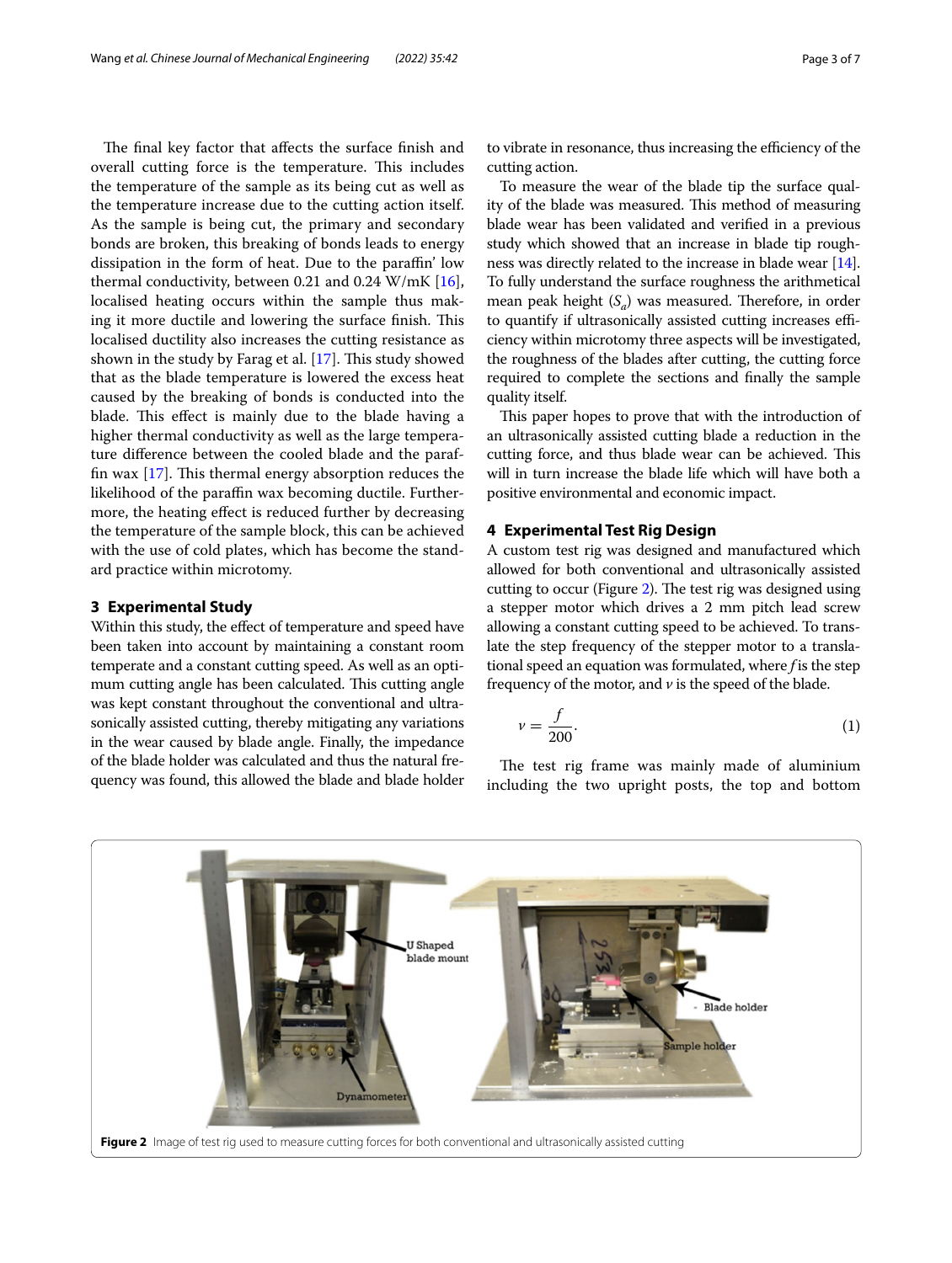The final key factor that affects the surface finish and overall cutting force is the temperature. This includes the temperature of the sample as its being cut as well as the temperature increase due to the cutting action itself. As the sample is being cut, the primary and secondary bonds are broken, this breaking of bonds leads to energy dissipation in the form of heat. Due to the paraffin' low thermal conductivity, between 0.21 and 0.24 W/mK [16], localised heating occurs within the sample thus making it more ductile and lowering the surface finish. This localised ductility also increases the cutting resistance as shown in the study by Farag et al. [17]. This study showed that as the blade temperature is lowered the excess heat caused by the breaking of bonds is conducted into the blade. This effect is mainly due to the blade having a higher thermal conductivity as well as the large temperature difference between the cooled blade and the paraffin wax [17]. This thermal energy absorption reduces the likelihood of the paraffin wax becoming ductile. Furthermore, the heating effect is reduced further by decreasing the temperature of the sample block, this can be achieved with the use of cold plates, which has become the standard practice within microtomy.

## 3 Experimental Study

Within this study, the effect of temperature and speed have been taken into account by maintaining a constant room temperate and a constant cutting speed. As well as an optimum cutting angle has been calculated. This cutting angle was kept constant throughout the conventional and ultrasonically assisted cutting, thereby mitigating any variations in the wear caused by blade angle. Finally, the impedance of the blade holder was calculated and thus the natural frequency was found, this allowed the blade and blade holder to vibrate in resonance, thus increasing the efficiency of the cutting action.

To measure the wear of the blade tip the surface quality of the blade was measured. This method of measuring blade wear has been validated and verified in a previous study which showed that an increase in blade tip roughness was directly related to the increase in blade wear [14]. To fully understand the surface roughness the arithmetical mean peak height ($S_a$) was measured. Therefore, in order to quantify if ultrasonically assisted cutting increases efficiency within microtomy three aspects will be investigated, the roughness of the blades after cutting, the cutting force required to complete the sections and finally the sample quality itself.

This paper hopes to prove that with the introduction of an ultrasonically assisted cutting blade a reduction in the cutting force, and thus blade wear can be achieved. This will in turn increase the blade life which will have both a positive environmental and economic impact.

## 4 Experimental Test Rig Design

A custom test rig was designed and manufactured which allowed for both conventional and ultrasonically assisted cutting to occur (Figure 2). The test rig was designed using a stepper motor which drives a 2 mm pitch lead screw allowing a constant cutting speed to be achieved. To translate the step frequency of the stepper motor to a translational speed an equation was formulated, where $f$ is the step frequency of the motor, and $v$ is the speed of the blade.

$$v = \frac{f}{200}. \tag{1}$$

The test rig frame was mainly made of aluminium including the two upright posts, the top and bottom

**Figure 2** Image of test rig used to measure cutting forces for both conventional and ultrasonically assisted cutting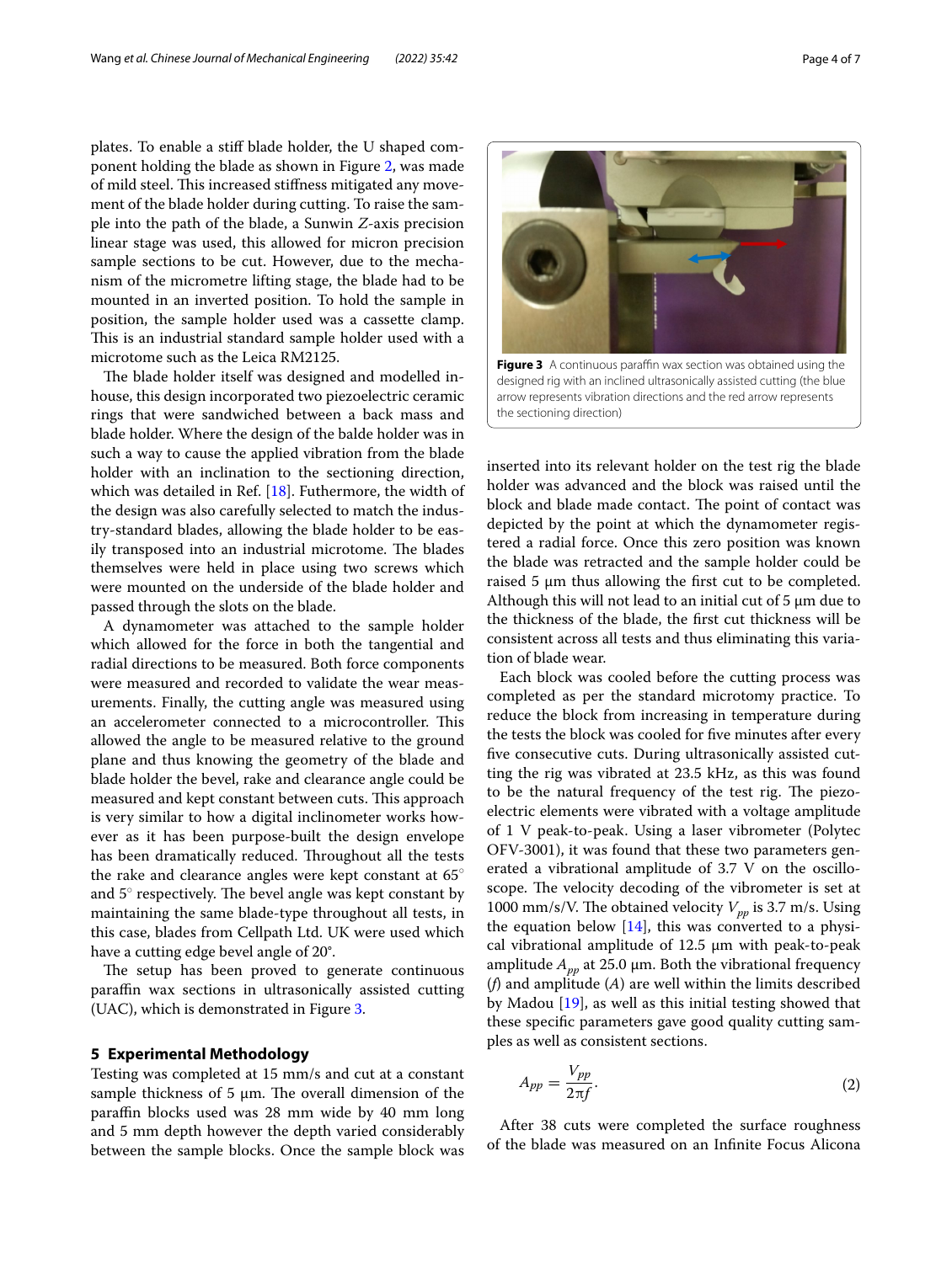plates. To enable a stiff blade holder, the U shaped component holding the blade as shown in Figure 2, was made of mild steel. This increased stiffness mitigated any movement of the blade holder during cutting. To raise the sample into the path of the blade, a Sunwin Z-axis precision linear stage was used, this allowed for micron precision sample sections to be cut. However, due to the mechanism of the micrometre lifting stage, the blade had to be mounted in an inverted position. To hold the sample in position, the sample holder used was a cassette clamp. This is an industrial standard sample holder used with a microtome such as the Leica RM2125.

The blade holder itself was designed and modelled in-house, this design incorporated two piezoelectric ceramic rings that were sandwiched between a back mass and blade holder. Where the design of the balde holder was in such a way to cause the applied vibration from the blade holder with an inclination to the sectioning direction, which was detailed in Ref. [18]. Futhermore, the width of the design was also carefully selected to match the industry-standard blades, allowing the blade holder to be easily transposed into an industrial microtome. The blades themselves were held in place using two screws which were mounted on the underside of the blade holder and passed through the slots on the blade.

A dynamometer was attached to the sample holder which allowed for the force in both the tangential and radial directions to be measured. Both force components were measured and recorded to validate the wear measurements. Finally, the cutting angle was measured using an accelerometer connected to a microcontroller. This allowed the angle to be measured relative to the ground plane and thus knowing the geometry of the blade and blade holder the bevel, rake and clearance angle could be measured and kept constant between cuts. This approach is very similar to how a digital inclinometer works however as it has been purpose-built the design envelope has been dramatically reduced. Throughout all the tests the rake and clearance angles were kept constant at 65° and 5° respectively. The bevel angle was kept constant by maintaining the same blade-type throughout all tests, in this case, blades from Cellpath Ltd. UK were used which have a cutting edge bevel angle of 20°.

The setup has been proved to generate continuous paraffin wax sections in ultrasonically assisted cutting (UAC), which is demonstrated in Figure 3.

**Figure 3** A continuous paraffin wax section was obtained using the designed rig with an inclined ultrasonically assisted cutting (the blue arrow represents vibration directions and the red arrow represents the sectioning direction)

## 5 Experimental Methodology

Testing was completed at 15 mm/s and cut at a constant sample thickness of 5 μm. The overall dimension of the paraffin blocks used was 28 mm wide by 40 mm long and 5 mm depth however the depth varied considerably between the sample blocks. Once the sample block was inserted into its relevant holder on the test rig the blade holder was advanced and the block was raised until the block and blade made contact. The point of contact was depicted by the point at which the dynamometer registered a radial force. Once this zero position was known the blade was retracted and the sample holder could be raised 5 μm thus allowing the first cut to be completed. Although this will not lead to an initial cut of 5 μm due to the thickness of the blade, the first cut thickness will be consistent across all tests and thus eliminating this variation of blade wear.

Each block was cooled before the cutting process was completed as per the standard microtomy practice. To reduce the block from increasing in temperature during the tests the block was cooled for five minutes after every five consecutive cuts. During ultrasonically assisted cutting the rig was vibrated at 23.5 kHz, as this was found to be the natural frequency of the test rig. The piezoelectric elements were vibrated with a voltage amplitude of 1 V peak-to-peak. Using a laser vibrometer (Polytec OFV-3001), it was found that these two parameters generated a vibrational amplitude of 3.7 V on the oscilloscope. The velocity decoding of the vibrometer is set at 1000 mm/s/V. The obtained velocity $V_{pp}$ is 3.7 m/s. Using the equation below [14], this was converted to a physical vibrational amplitude of 12.5 μm with peak-to-peak amplitude $A_{pp}$ at 25.0 μm. Both the vibrational frequency ($f$) and amplitude ($A$) are well within the limits described by Madou [19], as well as this initial testing showed that these specific parameters gave good quality cutting samples as well as consistent sections.

$$A_{pp} = \frac{V_{pp}}{2\pi f}. \tag{2}$$

After 38 cuts were completed the surface roughness of the blade was measured on an Infinite Focus Alicona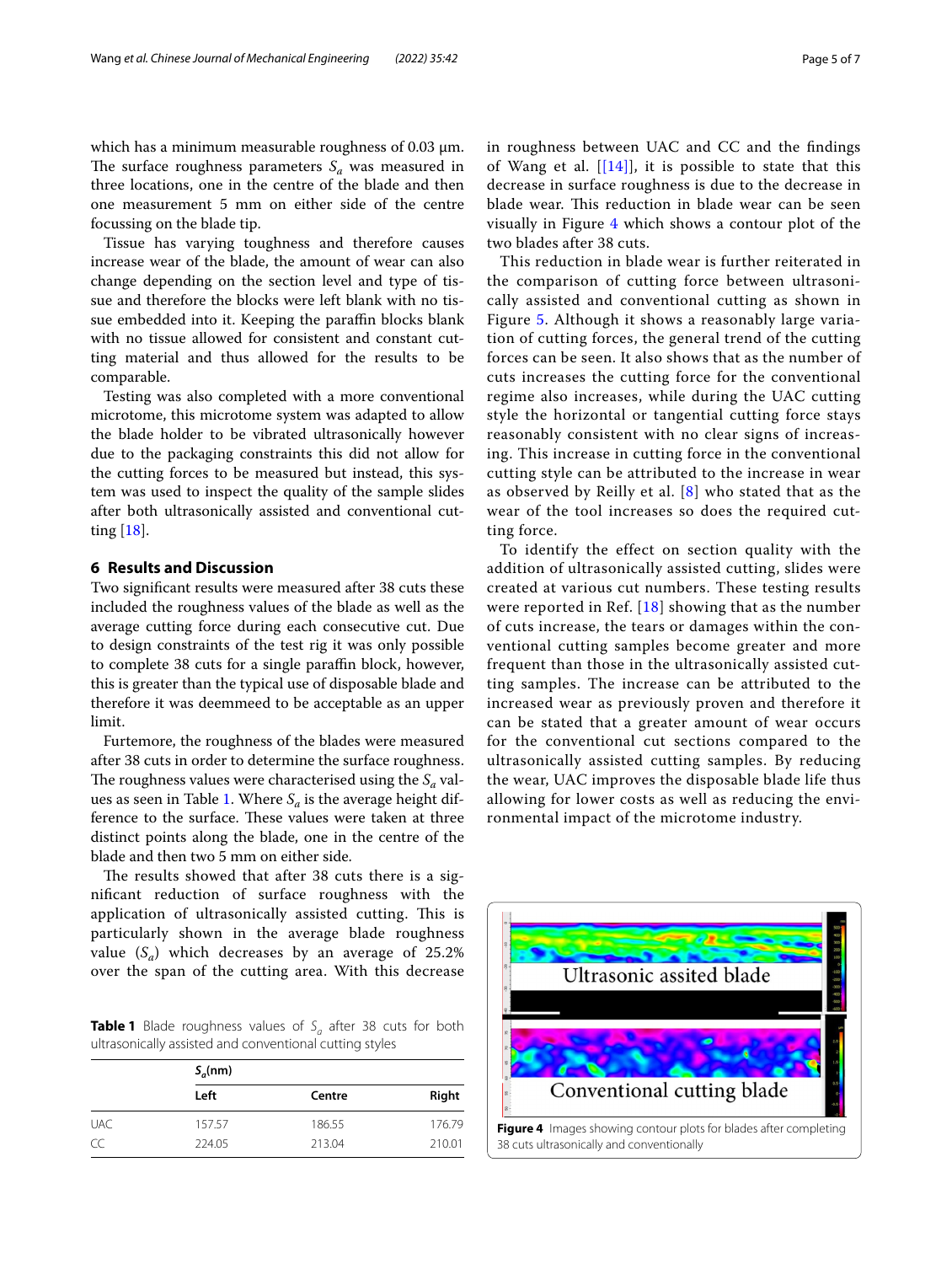which has a minimum measurable roughness of 0.03 μm. The surface roughness parameters $S_a$ was measured in three locations, one in the centre of the blade and then one measurement 5 mm on either side of the centre focussing on the blade tip.

Tissue has varying toughness and therefore causes increase wear of the blade, the amount of wear can also change depending on the section level and type of tissue and therefore the blocks were left blank with no tissue embedded into it. Keeping the paraffin blocks blank with no tissue allowed for consistent and constant cutting material and thus allowed for the results to be comparable.

Testing was also completed with a more conventional microtome, this microtome system was adapted to allow the blade holder to be vibrated ultrasonically however due to the packaging constraints this did not allow for the cutting forces to be measured but instead, this system was used to inspect the quality of the sample slides after both ultrasonically assisted and conventional cutting [18].

## 6 Results and Discussion

Two significant results were measured after 38 cuts these included the roughness values of the blade as well as the average cutting force during each consecutive cut. Due to design constraints of the test rig it was only possible to complete 38 cuts for a single paraffin block, however, this is greater than the typical use of disposable blade and therefore it was deemeed to be acceptable as an upper limit.

Furtemore, the roughness of the blades were measured after 38 cuts in order to determine the surface roughness. The roughness values were characterised using the $S_a$ values as seen in Table 1. Where $S_a$ is the average height difference to the surface. These values were taken at three distinct points along the blade, one in the centre of the blade and then two 5 mm on either side.

The results showed that after 38 cuts there is a significant reduction of surface roughness with the application of ultrasonically assisted cutting. This is particularly shown in the average blade roughness value ($S_a$) which decreases by an average of 25.2% over the span of the cutting area. With this decrease in roughness between UAC and CC and the findings of Wang et al. [[14]], it is possible to state that this decrease in surface roughness is due to the decrease in blade wear. This reduction in blade wear can be seen visually in Figure 4 which shows a contour plot of the two blades after 38 cuts.

**Table 1** Blade roughness values of $S_a$ after 38 cuts for both ultrasonically assisted and conventional cutting styles

| | $S_a$(nm) | | |
|---|---|---|---|
| | Left | Centre | Right |
| UAC | 157.57 | 186.55 | 176.79 |
| CC | 224.05 | 213.04 | 210.01 |

This reduction in blade wear is further reiterated in the comparison of cutting force between ultrasonically assisted and conventional cutting as shown in Figure 5. Although it shows a reasonably large variation of cutting forces, the general trend of the cutting forces can be seen. It also shows that as the number of cuts increases the cutting force for the conventional regime also increases, while during the UAC cutting style the horizontal or tangential cutting force stays reasonably consistent with no clear signs of increasing. This increase in cutting force in the conventional cutting style can be attributed to the increase in wear as observed by Reilly et al. [8] who stated that as the wear of the tool increases so does the required cutting force.

To identify the effect on section quality with the addition of ultrasonically assisted cutting, slides were created at various cut numbers. These testing results were reported in Ref. [18] showing that as the number of cuts increase, the tears or damages within the conventional cutting samples become greater and more frequent than those in the ultrasonically assisted cutting samples. The increase can be attributed to the increased wear as previously proven and therefore it can be stated that a greater amount of wear occurs for the conventional cut sections compared to the ultrasonically assisted cutting samples. By reducing the wear, UAC improves the disposable blade life thus allowing for lower costs as well as reducing the environmental impact of the microtome industry.

**Figure 4** Images showing contour plots for blades after completing 38 cuts ultrasonically and conventionally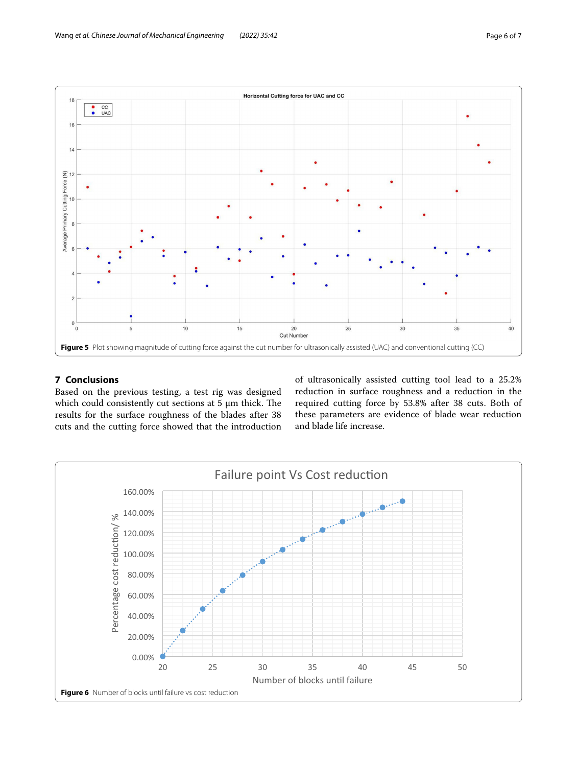Figure 5 Plot showing magnitude of cutting force against the cut number for ultrasonically assisted (UAC) and conventional cutting (CC)

## 7 Conclusions

Based on the previous testing, a test rig was designed which could consistently cut sections at 5 μm thick. The results for the surface roughness of the blades after 38 cuts and the cutting force showed that the introduction of ultrasonically assisted cutting tool lead to a 25.2% reduction in surface roughness and a reduction in the required cutting force by 53.8% after 38 cuts. Both of these parameters are evidence of blade wear reduction and blade life increase.

Figure 6 Number of blocks until failure vs cost reduction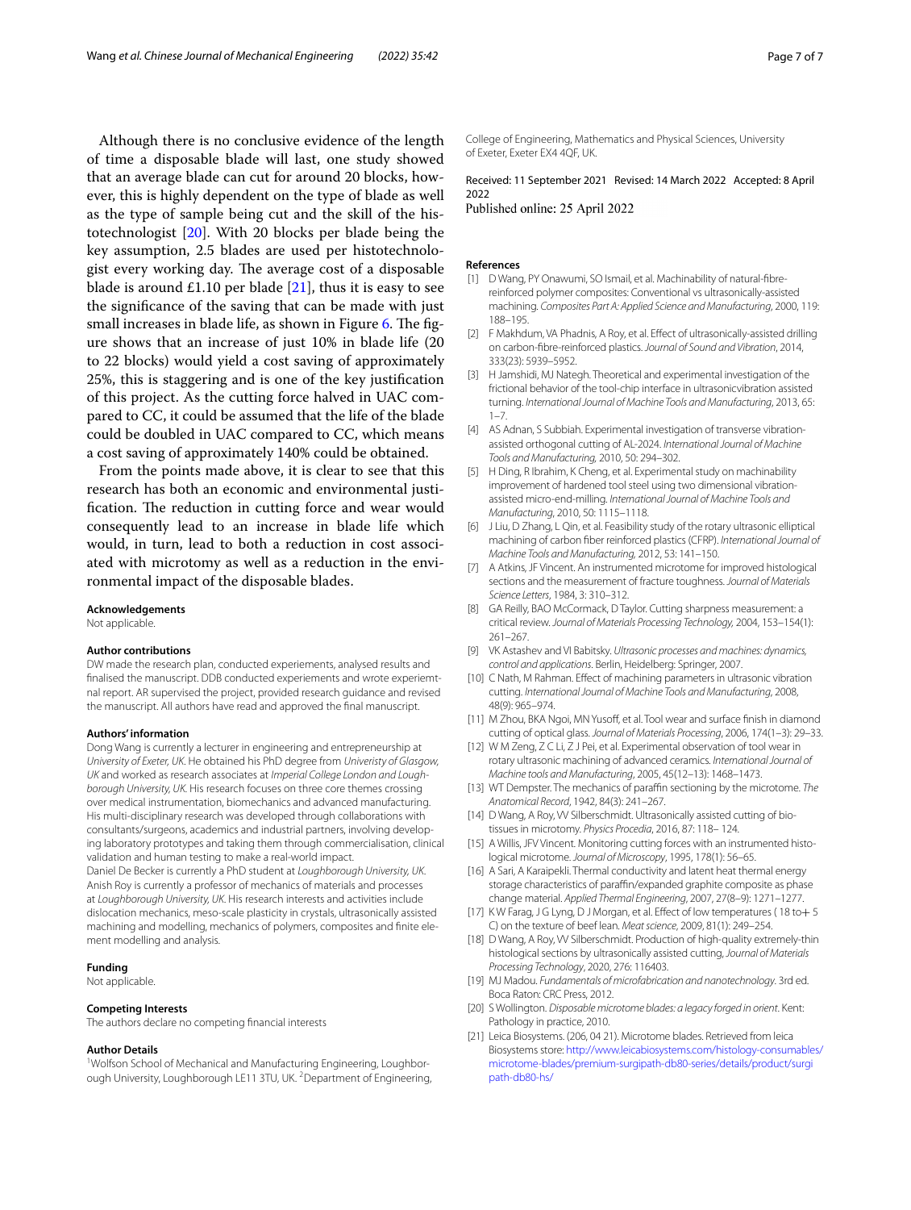Although there is no conclusive evidence of the length of time a disposable blade will last, one study showed that an average blade can cut for around 20 blocks, however, this is highly dependent on the type of blade as well as the type of sample being cut and the skill of the histotechnologist [20]. With 20 blocks per blade being the key assumption, 2.5 blades are used per histotechnologist every working day. The average cost of a disposable blade is around £1.10 per blade [21], thus it is easy to see the significance of the saving that can be made with just small increases in blade life, as shown in Figure 6. The figure shows that an increase of just 10% in blade life (20 to 22 blocks) would yield a cost saving of approximately 25%, this is staggering and is one of the key justification of this project. As the cutting force halved in UAC compared to CC, it could be assumed that the life of the blade could be doubled in UAC compared to CC, which means a cost saving of approximately 140% could be obtained.

From the points made above, it is clear to see that this research has both an economic and environmental justification. The reduction in cutting force and wear would consequently lead to an increase in blade life which would, in turn, lead to both a reduction in cost associated with microtomy as well as a reduction in the environmental impact of the disposable blades.

**Acknowledgements**

Not applicable.

**Author contributions**

DW made the research plan, conducted experiements, analysed results and finalised the manuscript. DDB conducted experiements and wrote experiemtnal report. AR supervised the project, provided research guidance and revised the manuscript. All authors have read and approved the final manuscript.

**Authors' information**

Dong Wang is currently a lecturer in engineering and entrepreneurship at *University of Exeter, UK*. He obtained his PhD degree from *Univeristy of Glasgow, UK* and worked as research associates at *Imperial College London and Loughborough University, UK*. His research focuses on three core themes crossing over medical instrumentation, biomechanics and advanced manufacturing. His multi-disciplinary research was developed through collaborations with consultants/surgeons, academics and industrial partners, involving developing laboratory prototypes and taking them through commercialisation, clinical validation and human testing to make a real-world impact.

Daniel De Becker is currently a PhD student at *Loughborough University, UK*.

Anish Roy is currently a professor of mechanics of materials and processes at *Loughborough University, UK*. His research interests and activities include dislocation mechanics, meso-scale plasticity in crystals, ultrasonically assisted machining and modelling, mechanics of polymers, composites and finite element modelling and analysis.

**Funding**

Not applicable.

**Competing Interests**

The authors declare no competing financial interests

**Author Details**

[1]Wolfson School of Mechanical and Manufacturing Engineering, Loughborough University, Loughborough LE11 3TU, UK. [2]Department of Engineering, College of Engineering, Mathematics and Physical Sciences, University of Exeter, Exeter EX4 4QF, UK.

Received: 11 September 2021 Revised: 14 March 2022 Accepted: 8 April 2022
Published online: 25 April 2022

**References**

[1] D Wang, PY Onawumi, SO Ismail, et al. Machinability of natural-fibre-reinforced polymer composites: Conventional vs ultrasonically-assisted machining. *Composites Part A: Applied Science and Manufacturing*, 2000, 119: 188–195.

[2] F Makhdum, VA Phadnis, A Roy, et al. Effect of ultrasonically-assisted drilling on carbon-fibre-reinforced plastics. *Journal of Sound and Vibration*, 2014, 333(23): 5939–5952.

[3] H Jamshidi, MJ Nategh. Theoretical and experimental investigation of the frictional behavior of the tool-chip interface in ultrasonicvibration assisted turning. *International Journal of Machine Tools and Manufacturing*, 2013, 65: 1–7.

[4] AS Adnan, S Subbiah. Experimental investigation of transverse vibration-assisted orthogonal cutting of AL-2024. *International Journal of Machine Tools and Manufacturing*, 2010, 50: 294–302.

[5] H Ding, R Ibrahim, K Cheng, et al. Experimental study on machinability improvement of hardened tool steel using two dimensional vibration-assisted micro-end-milling. *International Journal of Machine Tools and Manufacturing*, 2010, 50: 1115–1118.

[6] J Liu, D Zhang, L Qin, et al. Feasibility study of the rotary ultrasonic elliptical machining of carbon fiber reinforced plastics (CFRP). *International Journal of Machine Tools and Manufacturing*, 2012, 53: 141–150.

[7] A Atkins, JF Vincent. An instrumented microtome for improved histological sections and the measurement of fracture toughness. *Journal of Materials Science Letters*, 1984, 3: 310–312.

[8] GA Reilly, BAO McCormack, D Taylor. Cutting sharpness measurement: a critical review. *Journal of Materials Processing Technology*, 2004, 153–154(1): 261–267.

[9] VK Astashev and VI Babitsky. *Ultrasonic processes and machines: dynamics, control and applications*. Berlin, Heidelberg: Springer, 2007.

[10] C Nath, M Rahman. Effect of machining parameters in ultrasonic vibration cutting. *International Journal of Machine Tools and Manufacturing*, 2008, 48(9): 965–974.

[11] M Zhou, BKA Ngoi, MN Yusoff, et al. Tool wear and surface finish in diamond cutting of optical glass. *Journal of Materials Processing*, 2006, 174(1–3): 29–33.

[12] W M Zeng, Z C Li, Z J Pei, et al. Experimental observation of tool wear in rotary ultrasonic machining of advanced ceramics. *International Journal of Machine tools and Manufacturing*, 2005, 45(12–13): 1468–1473.

[13] WT Dempster. The mechanics of paraffin sectioning by the microtome. *The Anatomical Record*, 1942, 84(3): 241–267.

[14] D Wang, A Roy, VV Silberschmidt. Ultrasonically assisted cutting of bio-tissues in microtomy. *Physics Procedia*, 2016, 87: 118– 124.

[15] A Willis, JFV Vincent. Monitoring cutting forces with an instrumented histological microtome. *Journal of Microscopy*, 1995, 178(1): 56–65.

[16] A Sari, A Karaipekli. Thermal conductivity and latent heat thermal energy storage characteristics of paraffin/expanded graphite composite as phase change material. *Applied Thermal Engineering*, 2007, 27(8–9): 1271–1277.

[17] K W Farag, J G Lyng, D J Morgan, et al. Effect of low temperatures ( 18 to+ 5 C) on the texture of beef lean. *Meat science*, 2009, 81(1): 249–254.

[18] D Wang, A Roy, VV Silberschmidt. Production of high-quality extremely-thin histological sections by ultrasonically assisted cutting, *Journal of Materials Processing Technology*, 2020, 276: 116403.

[19] MJ Madou. *Fundamentals of microfabrication and nanotechnology*. 3rd ed. Boca Raton: CRC Press, 2012.

[20] S Wollington. *Disposable microtome blades: a legacy forged in orient*. Kent: Pathology in practice, 2010.

[21] Leica Biosystems. (206, 04 21). Microtome blades. Retrieved from leica Biosystems store: http://www.leicabiosystems.com/histology-consumables/microtome-blades/premium-surgipath-db80-series/details/product/surgipath-db80-hs/